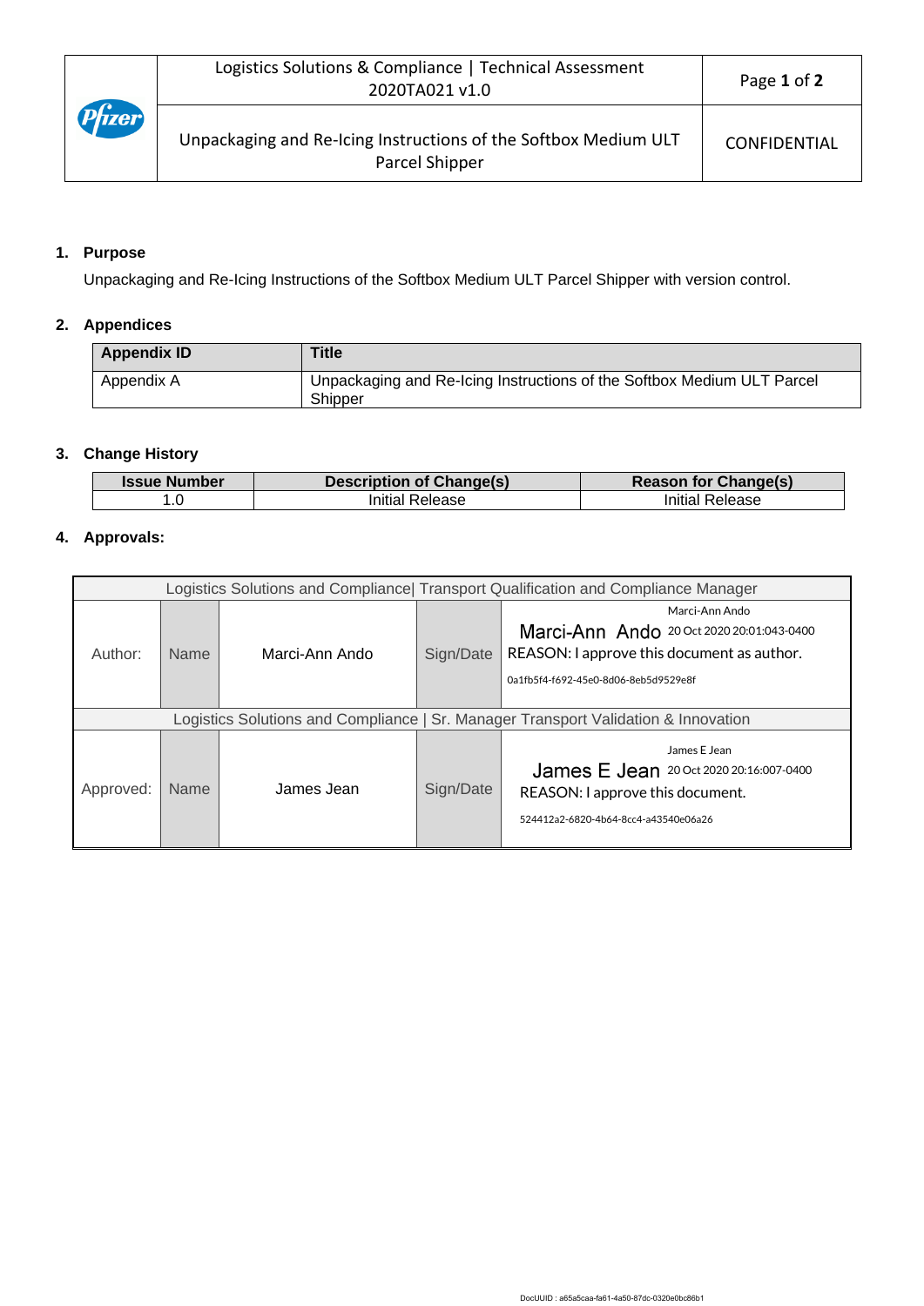| | Logistics Solutions & Compliance \| Technical Assessment 2020TA021 v1.0 | Page **1** of **2** |
|---|---|---|
| | Unpackaging and Re-Icing Instructions of the Softbox Medium ULT Parcel Shipper | CONFIDENTIAL |

## 1. Purpose

Unpackaging and Re-Icing Instructions of the Softbox Medium ULT Parcel Shipper with version control.

## 2. Appendices

| Appendix ID | Title |
|---|---|
| Appendix A | Unpackaging and Re-Icing Instructions of the Softbox Medium ULT Parcel Shipper |

## 3. Change History

| Issue Number | Description of Change(s) | Reason for Change(s) |
|---|---|---|
| 1.0 | Initial Release | Initial Release |

## 4. Approvals:

| Logistics Solutions and Compliance\| Transport Qualification and Compliance Manager | | | | |
|---|---|---|---|---|
| Author: | Name | Marci-Ann Ando | Sign/Date | Marci-Ann Ando<br>Marci-Ann Ando 20 Oct 2020 20:01:043-0400<br>REASON: I approve this document as author.<br>0a1fb5f4-f692-45e0-8d06-8eb5d9529e8f |
| Logistics Solutions and Compliance \| Sr. Manager Transport Validation & Innovation | | | | |
| Approved: | Name | James Jean | Sign/Date | James E Jean<br>James E Jean 20 Oct 2020 20:16:007-0400<br>REASON: I approve this document.<br>524412a2-6820-4b64-8cc4-a43540e06a26 |

DocUUID : a65a5caa-fa61-4a50-87dc-0320e0bc86b1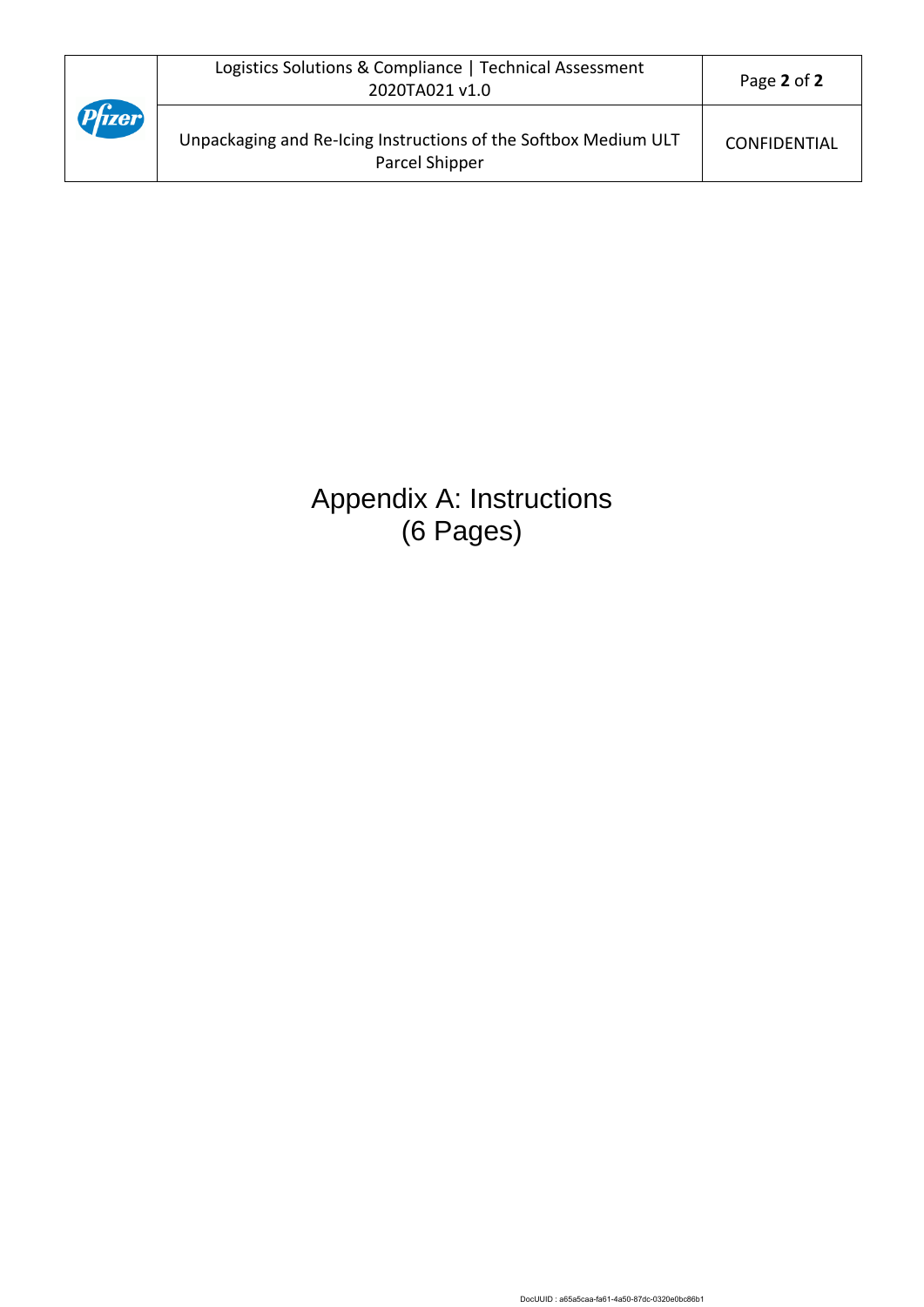# Appendix A: Instructions
(6 Pages)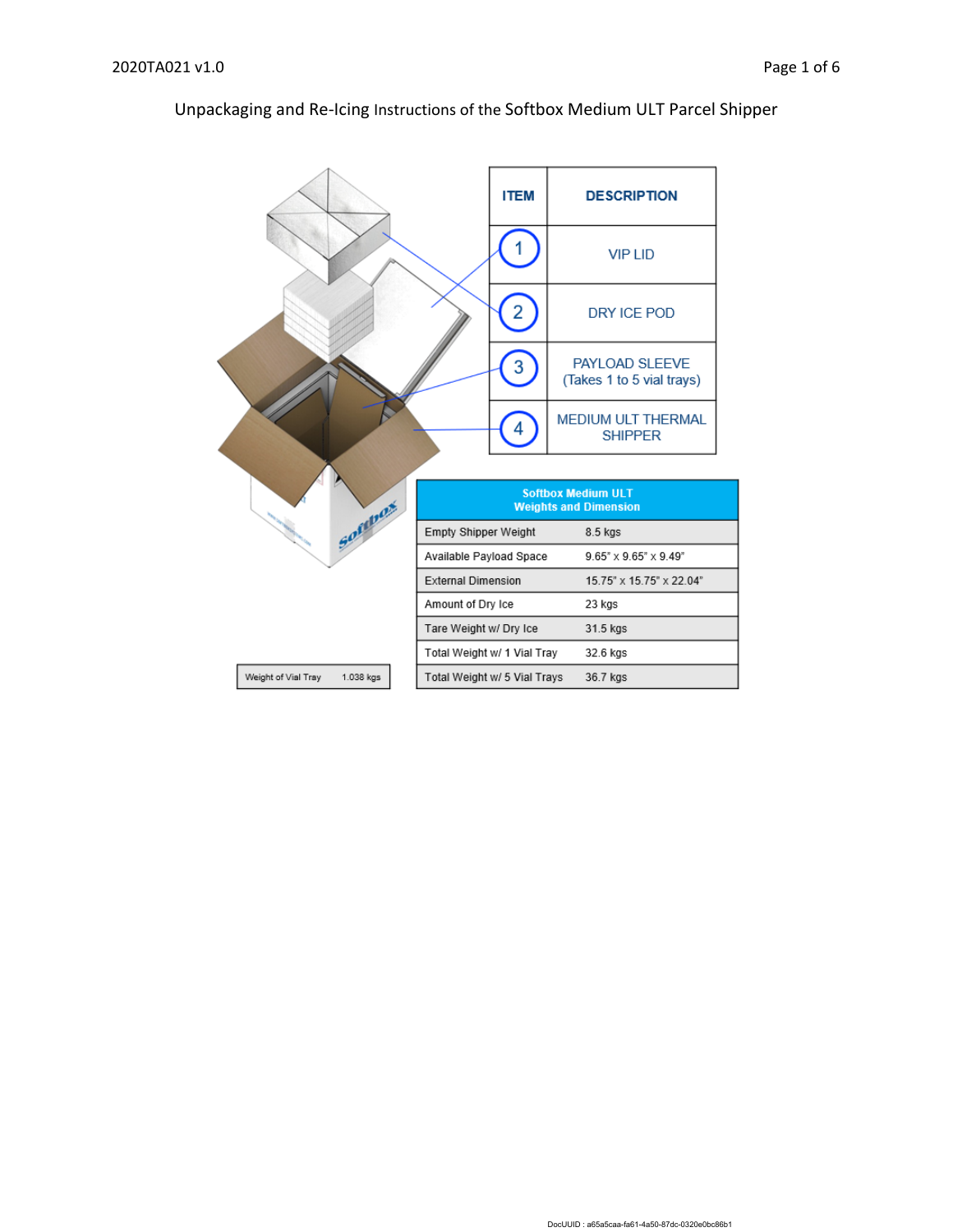Unpackaging and Re-Icing Instructions of the Softbox Medium ULT Parcel Shipper

| ITEM | DESCRIPTION |
|---|---|
| 1 | VIP LID |
| 2 | DRY ICE POD |
| 3 | PAYLOAD SLEEVE (Takes 1 to 5 vial trays) |
| 4 | MEDIUM ULT THERMAL SHIPPER |

| Softbox Medium ULT Weights and Dimension | |
|---|---|
| Empty Shipper Weight | 8.5 kgs |
| Available Payload Space | 9.65" x 9.65" x 9.49" |
| External Dimension | 15.75" x 15.75" x 22.04" |
| Amount of Dry Ice | 23 kgs |
| Tare Weight w/ Dry Ice | 31.5 kgs |
| Total Weight w/ 1 Vial Tray | 32.6 kgs |
| Total Weight w/ 5 Vial Trays | 36.7 kgs |

| Weight of Vial Tray | 1.038 kgs |
|---|---|

DocUUID : a65a5caa-fa61-4a50-87dc-0320e0bc86b1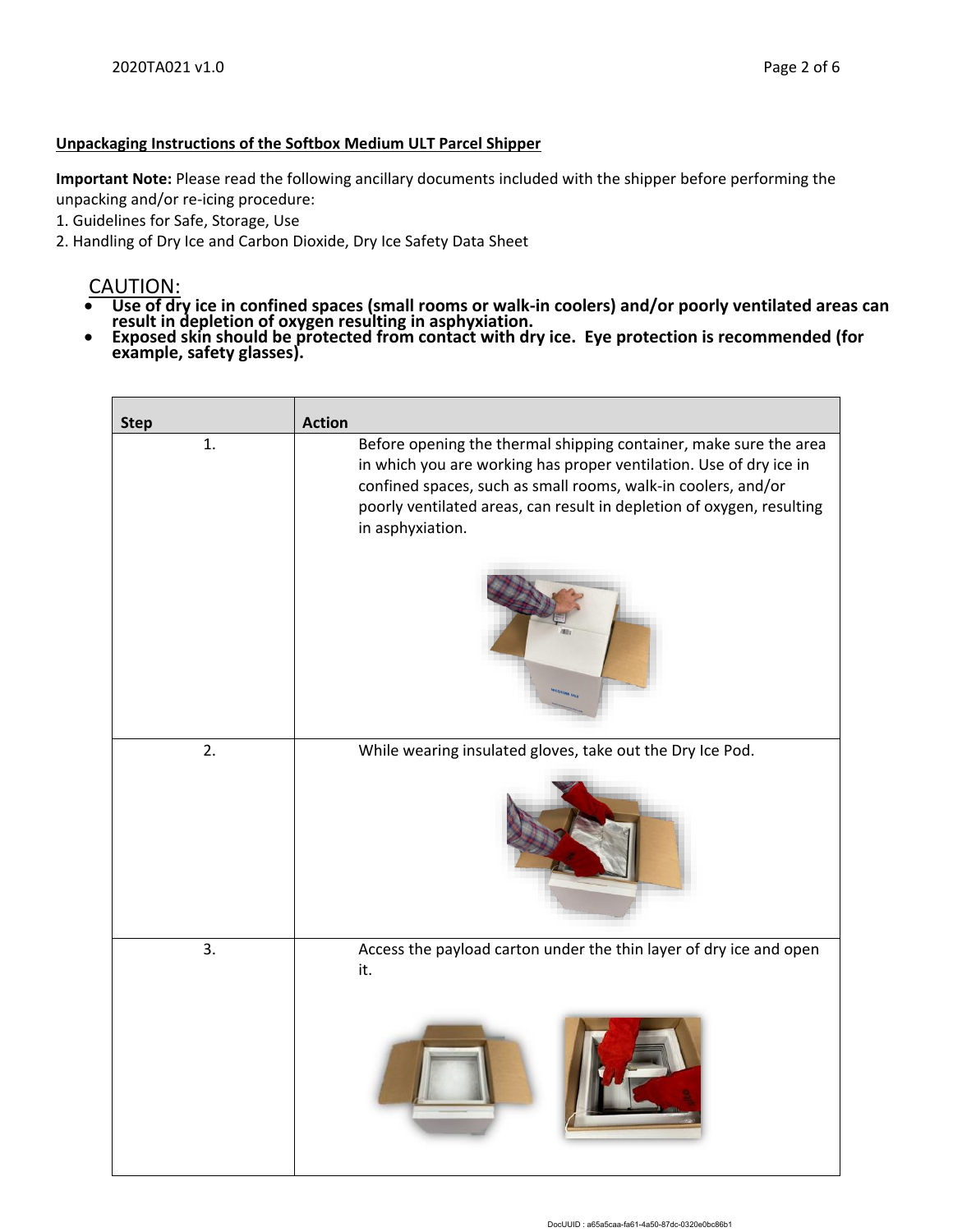**Unpackaging Instructions of the Softbox Medium ULT Parcel Shipper**

**Important Note:** Please read the following ancillary documents included with the shipper before performing the unpacking and/or re-icing procedure:

1. Guidelines for Safe, Storage, Use
2. Handling of Dry Ice and Carbon Dioxide, Dry Ice Safety Data Sheet

CAUTION:

- **Use of dry ice in confined spaces (small rooms or walk-in coolers) and/or poorly ventilated areas can result in depletion of oxygen resulting in asphyxiation.**
- **Exposed skin should be protected from contact with dry ice. Eye protection is recommended (for example, safety glasses).**

| Step | Action |
| --- | --- |
| 1. | Before opening the thermal shipping container, make sure the area in which you are working has proper ventilation. Use of dry ice in confined spaces, such as small rooms, walk-in coolers, and/or poorly ventilated areas, can result in depletion of oxygen, resulting in asphyxiation. |
| 2. | While wearing insulated gloves, take out the Dry Ice Pod. |
| 3. | Access the payload carton under the thin layer of dry ice and open it. |

DocUUID : a65a5caa-fa61-4a50-87dc-0320e0bc86b1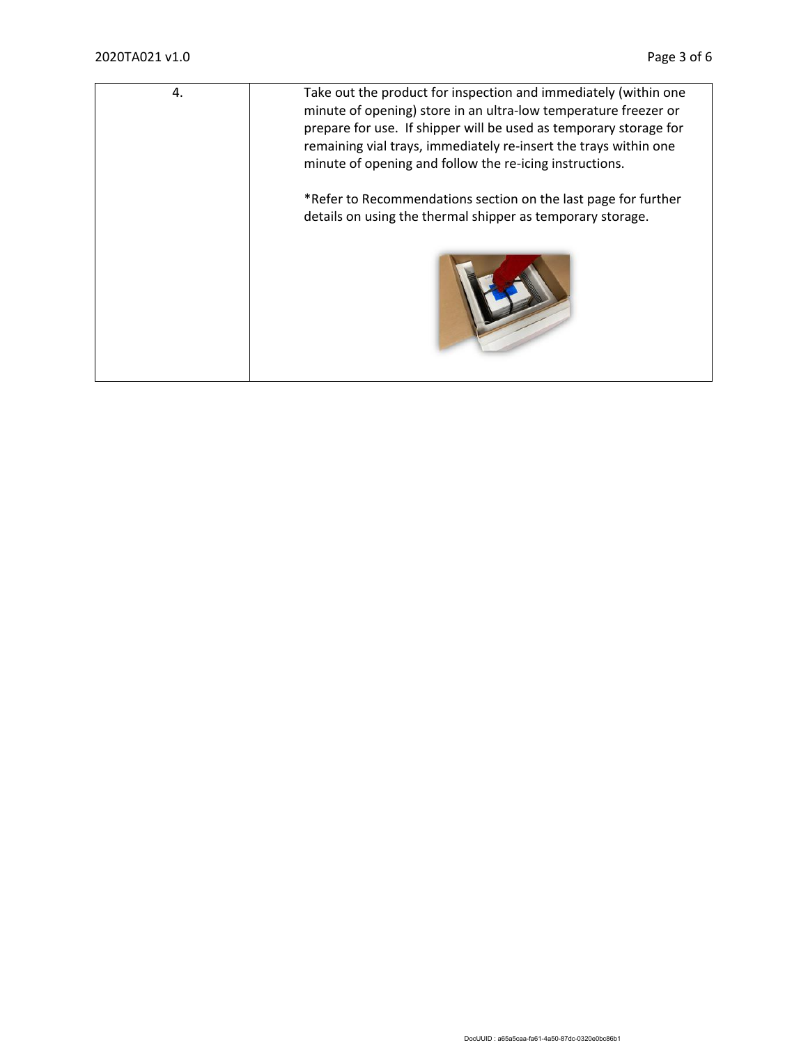| | |
|---|---|
| 4. | Take out the product for inspection and immediately (within one minute of opening) store in an ultra-low temperature freezer or prepare for use. If shipper will be used as temporary storage for remaining vial trays, immediately re-insert the trays within one minute of opening and follow the re-icing instructions.<br><br>*Refer to Recommendations section on the last page for further details on using the thermal shipper as temporary storage. |

DocUUID : a65a5caa-fa61-4a50-87dc-0320e0bc86b1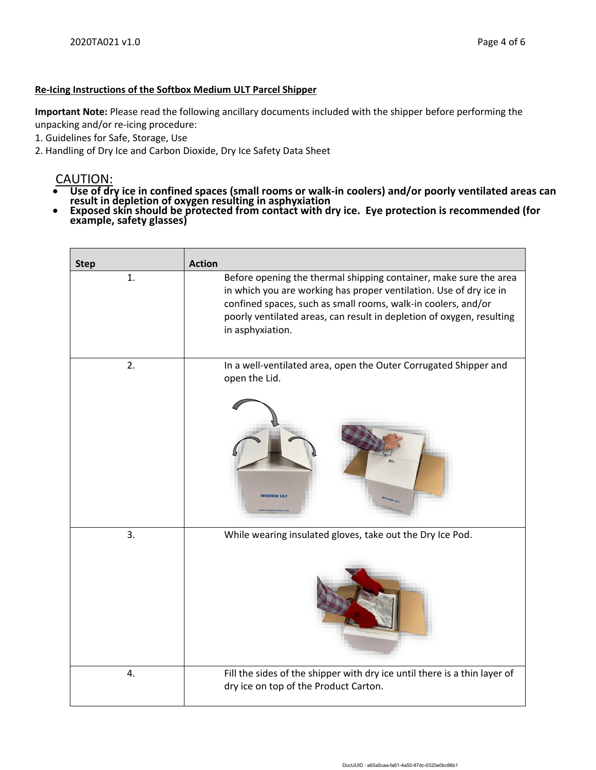**Re-Icing Instructions of the Softbox Medium ULT Parcel Shipper**

**Important Note:** Please read the following ancillary documents included with the shipper before performing the unpacking and/or re-icing procedure:

1. Guidelines for Safe, Storage, Use
2. Handling of Dry Ice and Carbon Dioxide, Dry Ice Safety Data Sheet

CAUTION:

- **Use of dry ice in confined spaces (small rooms or walk-in coolers) and/or poorly ventilated areas can result in depletion of oxygen resulting in asphyxiation**
- **Exposed skin should be protected from contact with dry ice. Eye protection is recommended (for example, safety glasses)**

| Step | Action |
|---|---|
| 1. | Before opening the thermal shipping container, make sure the area in which you are working has proper ventilation. Use of dry ice in confined spaces, such as small rooms, walk-in coolers, and/or poorly ventilated areas, can result in depletion of oxygen, resulting in asphyxiation. |
| 2. | In a well-ventilated area, open the Outer Corrugated Shipper and open the Lid. |
| 3. | While wearing insulated gloves, take out the Dry Ice Pod. |
| 4. | Fill the sides of the shipper with dry ice until there is a thin layer of dry ice on top of the Product Carton. |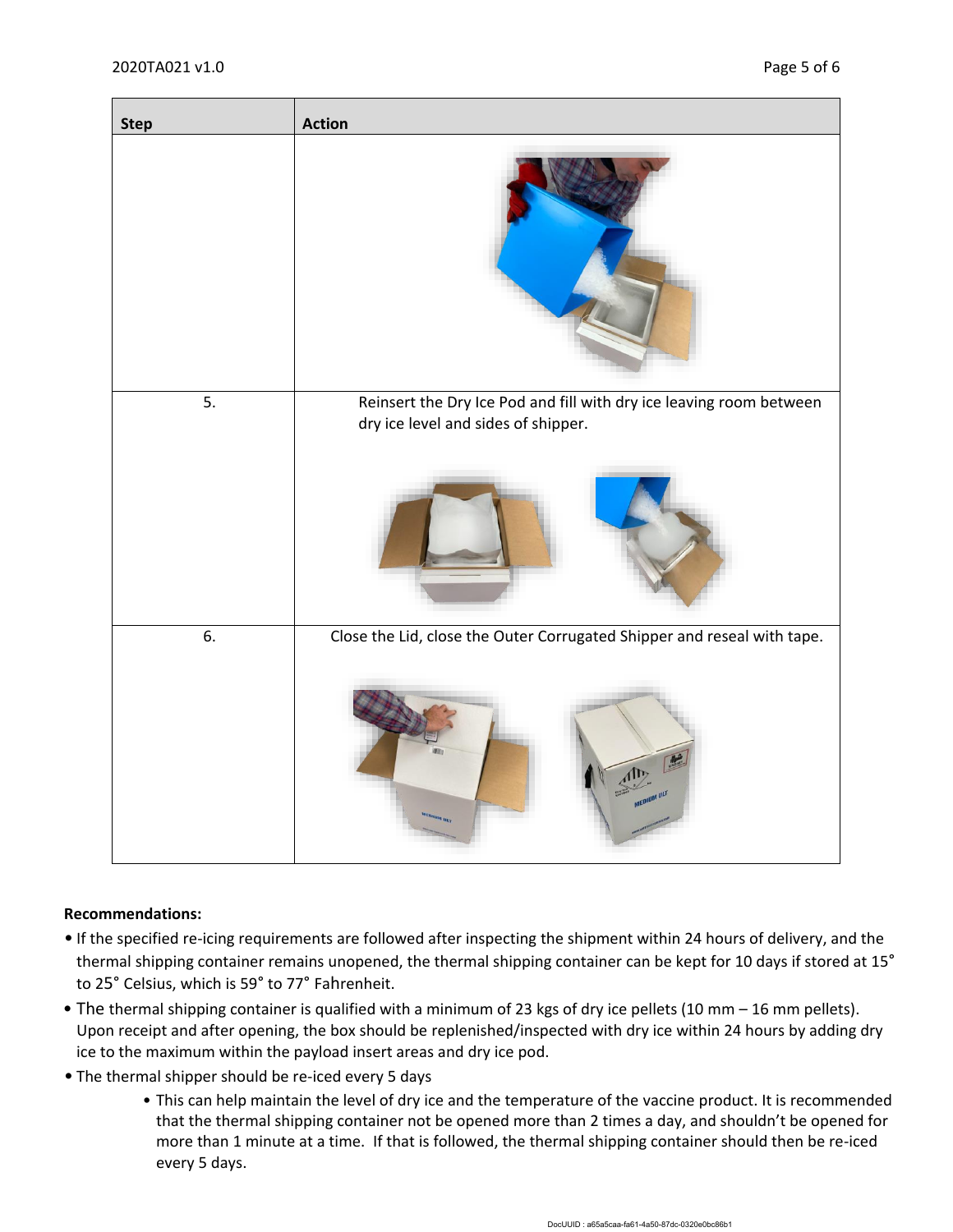| Step | Action |
| --- | --- |
| | |
| 5. | Reinsert the Dry Ice Pod and fill with dry ice leaving room between dry ice level and sides of shipper. |
| 6. | Close the Lid, close the Outer Corrugated Shipper and reseal with tape. |

**Recommendations:**

- If the specified re-icing requirements are followed after inspecting the shipment within 24 hours of delivery, and the thermal shipping container remains unopened, the thermal shipping container can be kept for 10 days if stored at 15° to 25° Celsius, which is 59° to 77° Fahrenheit.
- The thermal shipping container is qualified with a minimum of 23 kgs of dry ice pellets (10 mm – 16 mm pellets). Upon receipt and after opening, the box should be replenished/inspected with dry ice within 24 hours by adding dry ice to the maximum within the payload insert areas and dry ice pod.
- The thermal shipper should be re-iced every 5 days
  - This can help maintain the level of dry ice and the temperature of the vaccine product. It is recommended that the thermal shipping container not be opened more than 2 times a day, and shouldn't be opened for more than 1 minute at a time. If that is followed, the thermal shipping container should then be re-iced every 5 days.

DocUUID : a65a5caa-fa61-4a50-87dc-0320e0bc86b1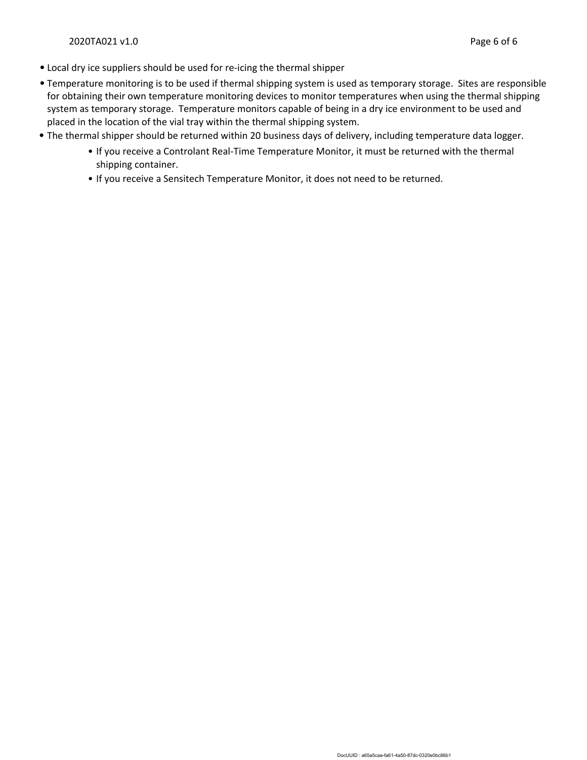- Local dry ice suppliers should be used for re-icing the thermal shipper
- Temperature monitoring is to be used if thermal shipping system is used as temporary storage. Sites are responsible for obtaining their own temperature monitoring devices to monitor temperatures when using the thermal shipping system as temporary storage. Temperature monitors capable of being in a dry ice environment to be used and placed in the location of the vial tray within the thermal shipping system.
- The thermal shipper should be returned within 20 business days of delivery, including temperature data logger.
    - If you receive a Controlant Real-Time Temperature Monitor, it must be returned with the thermal shipping container.
    - If you receive a Sensitech Temperature Monitor, it does not need to be returned.